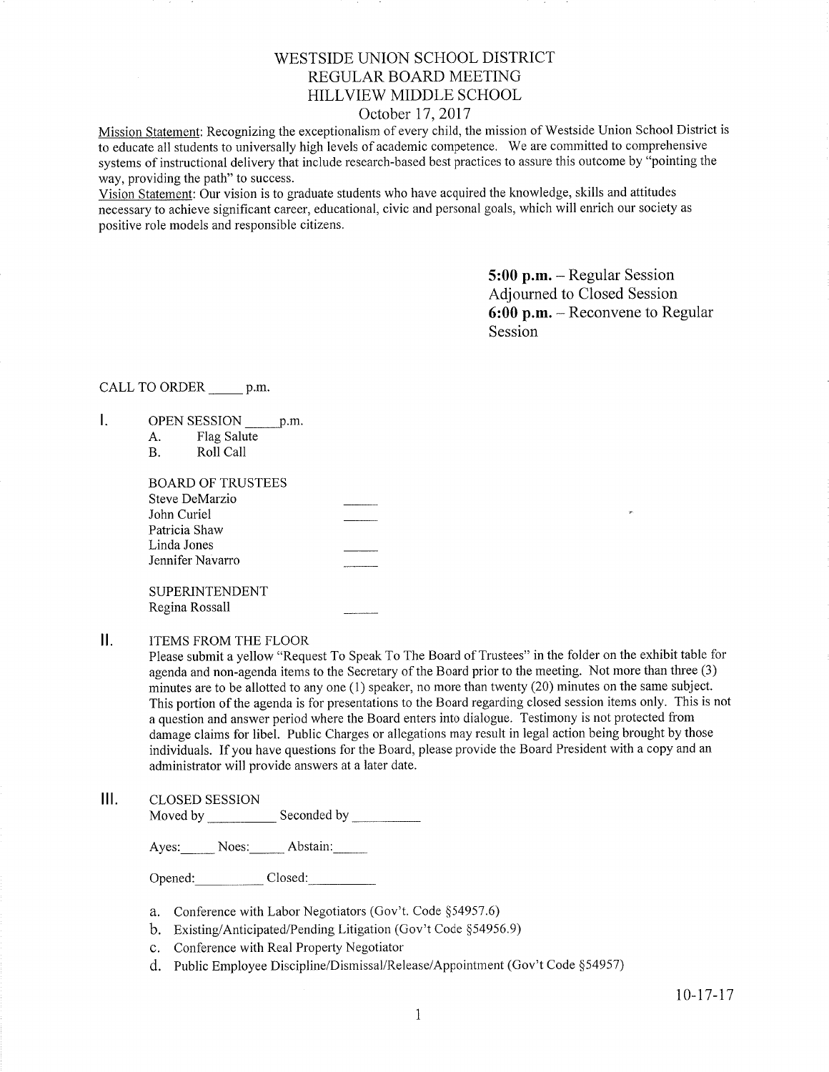# WESTSIDE UNION SCHOOL DISTRICT
## REGULAR BOARD MEETING
## HILLVIEW MIDDLE SCHOOL
### October 17, 2017

Mission Statement: Recognizing the exceptionalism of every child, the mission of Westside Union School District is to educate all students to universally high levels of academic competence. We are committed to comprehensive systems of instructional delivery that include research-based best practices to assure this outcome by "pointing the way, providing the path" to success.

Vision Statement: Our vision is to graduate students who have acquired the knowledge, skills and attitudes necessary to achieve significant career, educational, civic and personal goals, which will enrich our society as positive role models and responsible citizens.

**5:00 p.m.** – Regular Session Adjourned to Closed Session
**6:00 p.m.** – Reconvene to Regular Session

CALL TO ORDER _____ p.m.

I. OPEN SESSION _____ p.m.
   - A. Flag Salute
   - B. Roll Call

   BOARD OF TRUSTEES
   - Steve DeMarzio _____
   - John Curiel _____
   - Patricia Shaw _____
   - Linda Jones _____
   - Jennifer Navarro _____

   SUPERINTENDENT
   - Regina Rossall _____

II. ITEMS FROM THE FLOOR

Please submit a yellow "Request To Speak To The Board of Trustees" in the folder on the exhibit table for agenda and non-agenda items to the Secretary of the Board prior to the meeting. Not more than three (3) minutes are to be allotted to any one (1) speaker, no more than twenty (20) minutes on the same subject. This portion of the agenda is for presentations to the Board regarding closed session items only. This is not a question and answer period where the Board enters into dialogue. Testimony is not protected from damage claims for libel. Public Charges or allegations may result in legal action being brought by those individuals. If you have questions for the Board, please provide the Board President with a copy and an administrator will provide answers at a later date.

III. CLOSED SESSION

Moved by __________ Seconded by __________

Ayes:_____ Noes:_____ Abstain:_____

Opened:__________ Closed:__________

- a. Conference with Labor Negotiators (Gov't. Code §54957.6)
- b. Existing/Anticipated/Pending Litigation (Gov't Code §54956.9)
- c. Conference with Real Property Negotiator
- d. Public Employee Discipline/Dismissal/Release/Appointment (Gov't Code §54957)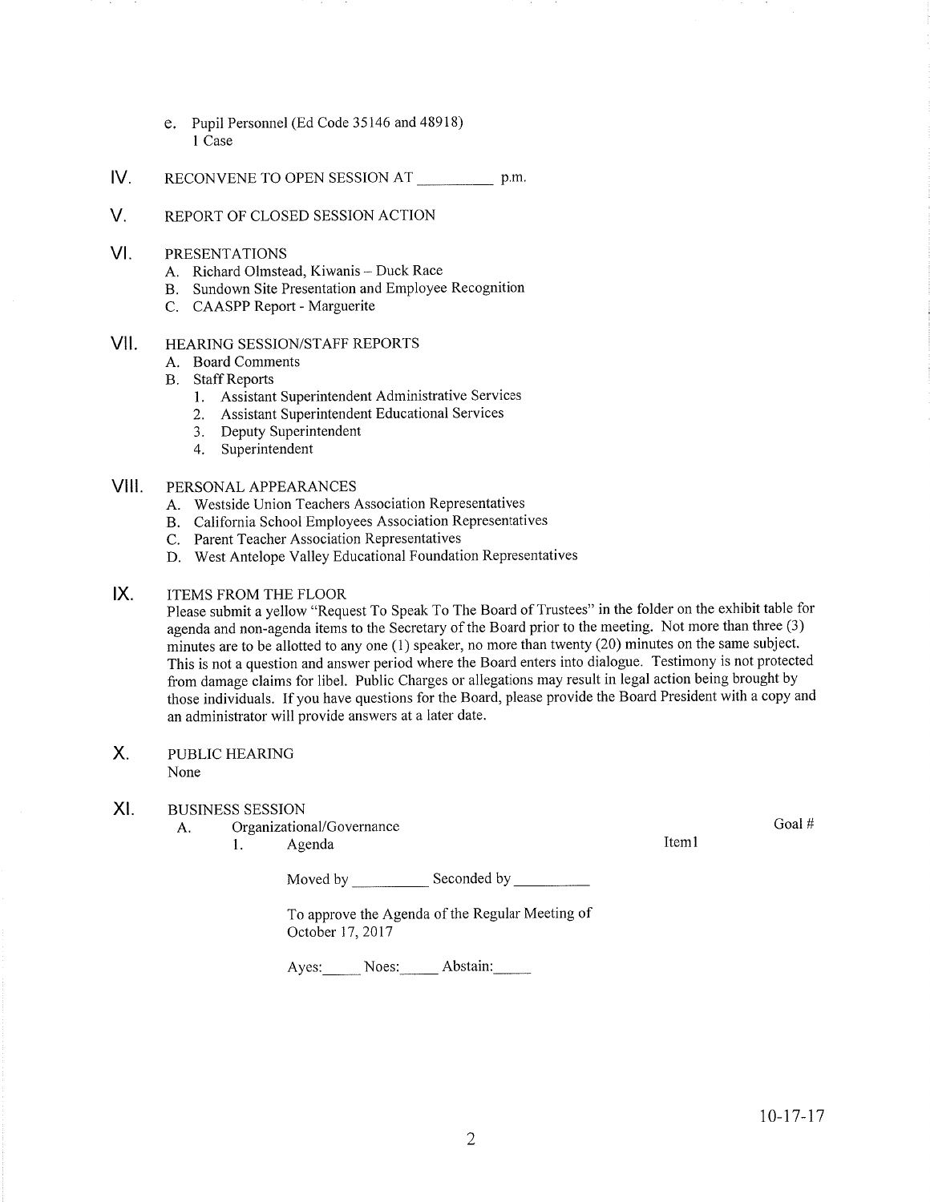e. Pupil Personnel (Ed Code 35146 and 48918)
   1 Case

IV. RECONVENE TO OPEN SESSION AT __________ p.m.

V. REPORT OF CLOSED SESSION ACTION

VI. PRESENTATIONS
   A. Richard Olmstead, Kiwanis – Duck Race
   B. Sundown Site Presentation and Employee Recognition
   C. CAASPP Report - Marguerite

VII. HEARING SESSION/STAFF REPORTS
   A. Board Comments
   B. Staff Reports
      1. Assistant Superintendent Administrative Services
      2. Assistant Superintendent Educational Services
      3. Deputy Superintendent
      4. Superintendent

VIII. PERSONAL APPEARANCES
   A. Westside Union Teachers Association Representatives
   B. California School Employees Association Representatives
   C. Parent Teacher Association Representatives
   D. West Antelope Valley Educational Foundation Representatives

IX. ITEMS FROM THE FLOOR

Please submit a yellow "Request To Speak To The Board of Trustees" in the folder on the exhibit table for agenda and non-agenda items to the Secretary of the Board prior to the meeting. Not more than three (3) minutes are to be allotted to any one (1) speaker, no more than twenty (20) minutes on the same subject. This is not a question and answer period where the Board enters into dialogue. Testimony is not protected from damage claims for libel. Public Charges or allegations may result in legal action being brought by those individuals. If you have questions for the Board, please provide the Board President with a copy and an administrator will provide answers at a later date.

X. PUBLIC HEARING
   None

XI. BUSINESS SESSION
   A. Organizational/Governance — Goal #
      1. Agenda — Item1

      Moved by __________ Seconded by __________

      To approve the Agenda of the Regular Meeting of October 17, 2017

      Ayes:_____ Noes:_____ Abstain:_____

10-17-17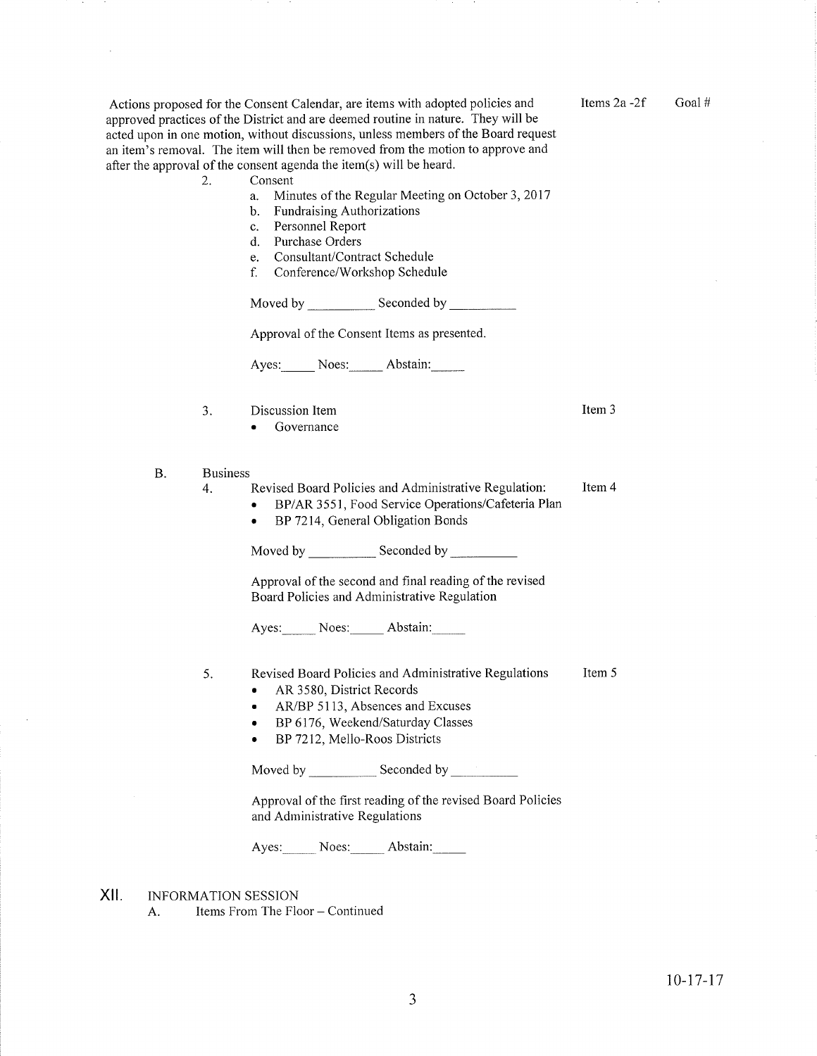Actions proposed for the Consent Calendar, are items with adopted policies and approved practices of the District and are deemed routine in nature. They will be acted upon in one motion, without discussions, unless members of the Board request an item's removal. The item will then be removed from the motion to approve and after the approval of the consent agenda the item(s) will be heard.

Items 2a -2f　　Goal #

2. Consent
   a. Minutes of the Regular Meeting on October 3, 2017
   b. Fundraising Authorizations
   c. Personnel Report
   d. Purchase Orders
   e. Consultant/Contract Schedule
   f. Conference/Workshop Schedule

   Moved by __________ Seconded by __________

   Approval of the Consent Items as presented.

   Ayes:_____ Noes:_____ Abstain:_____

3. Discussion Item　　Item 3
   - Governance

B. Business

4. Revised Board Policies and Administrative Regulation:　　Item 4
   - BP/AR 3551, Food Service Operations/Cafeteria Plan
   - BP 7214, General Obligation Bonds

   Moved by __________ Seconded by __________

   Approval of the second and final reading of the revised Board Policies and Administrative Regulation

   Ayes:_____ Noes:_____ Abstain:_____

5. Revised Board Policies and Administrative Regulations　　Item 5
   - AR 3580, District Records
   - AR/BP 5113, Absences and Excuses
   - BP 6176, Weekend/Saturday Classes
   - BP 7212, Mello-Roos Districts

   Moved by __________ Seconded by __________

   Approval of the first reading of the revised Board Policies and Administrative Regulations

   Ayes:_____ Noes:_____ Abstain:_____

XII. INFORMATION SESSION

A. Items From The Floor – Continued

10-17-17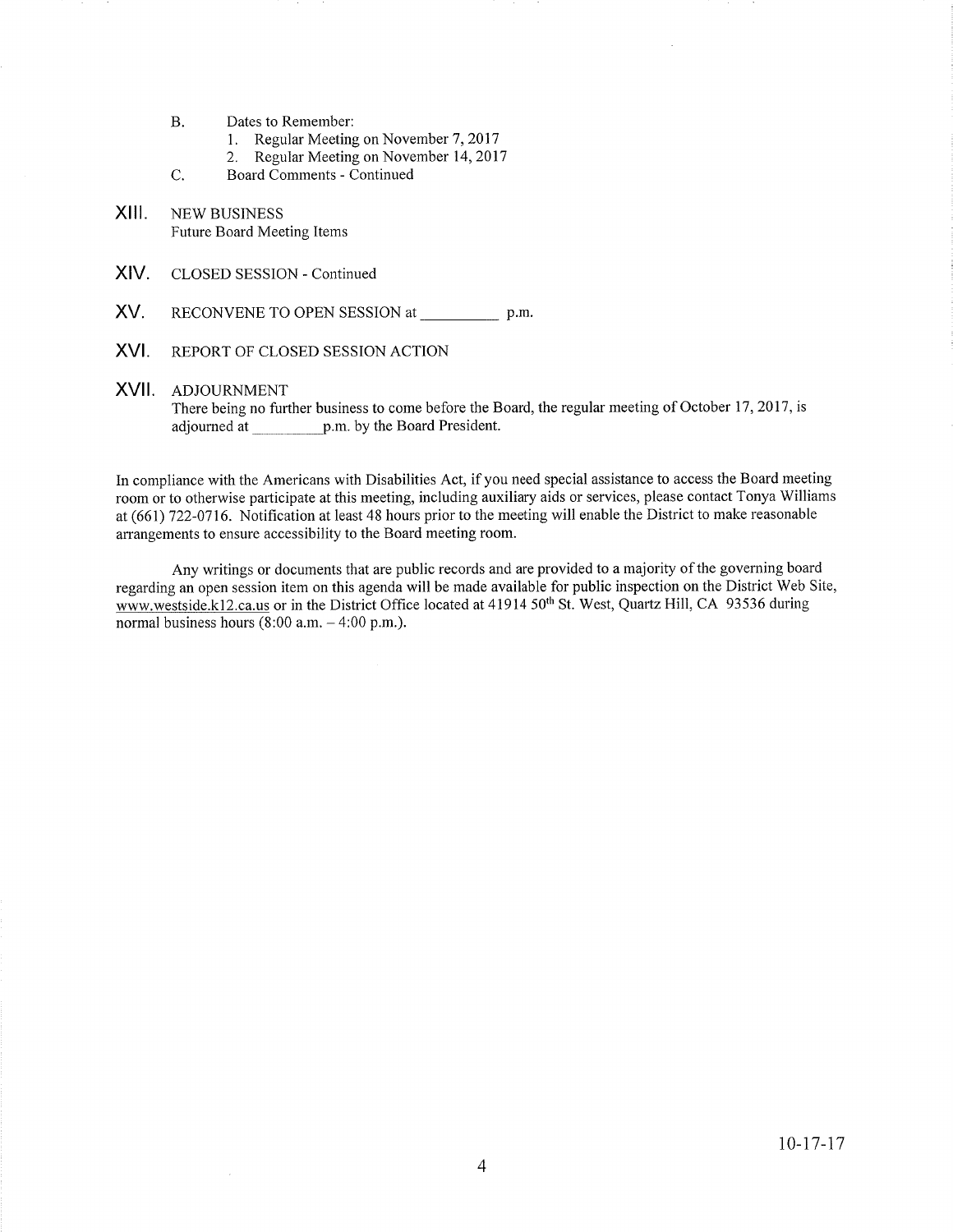B. Dates to Remember:
   1. Regular Meeting on November 7, 2017
   2. Regular Meeting on November 14, 2017

C. Board Comments - Continued

## XIII. NEW BUSINESS

Future Board Meeting Items

## XIV. CLOSED SESSION - Continued

## XV. RECONVENE TO OPEN SESSION at __________ p.m.

## XVI. REPORT OF CLOSED SESSION ACTION

## XVII. ADJOURNMENT

There being no further business to come before the Board, the regular meeting of October 17, 2017, is adjourned at __________p.m. by the Board President.

In compliance with the Americans with Disabilities Act, if you need special assistance to access the Board meeting room or to otherwise participate at this meeting, including auxiliary aids or services, please contact Tonya Williams at (661) 722-0716. Notification at least 48 hours prior to the meeting will enable the District to make reasonable arrangements to ensure accessibility to the Board meeting room.

Any writings or documents that are public records and are provided to a majority of the governing board regarding an open session item on this agenda will be made available for public inspection on the District Web Site, www.westside.k12.ca.us or in the District Office located at 41914 50th St. West, Quartz Hill, CA 93536 during normal business hours (8:00 a.m. – 4:00 p.m.).

10-17-17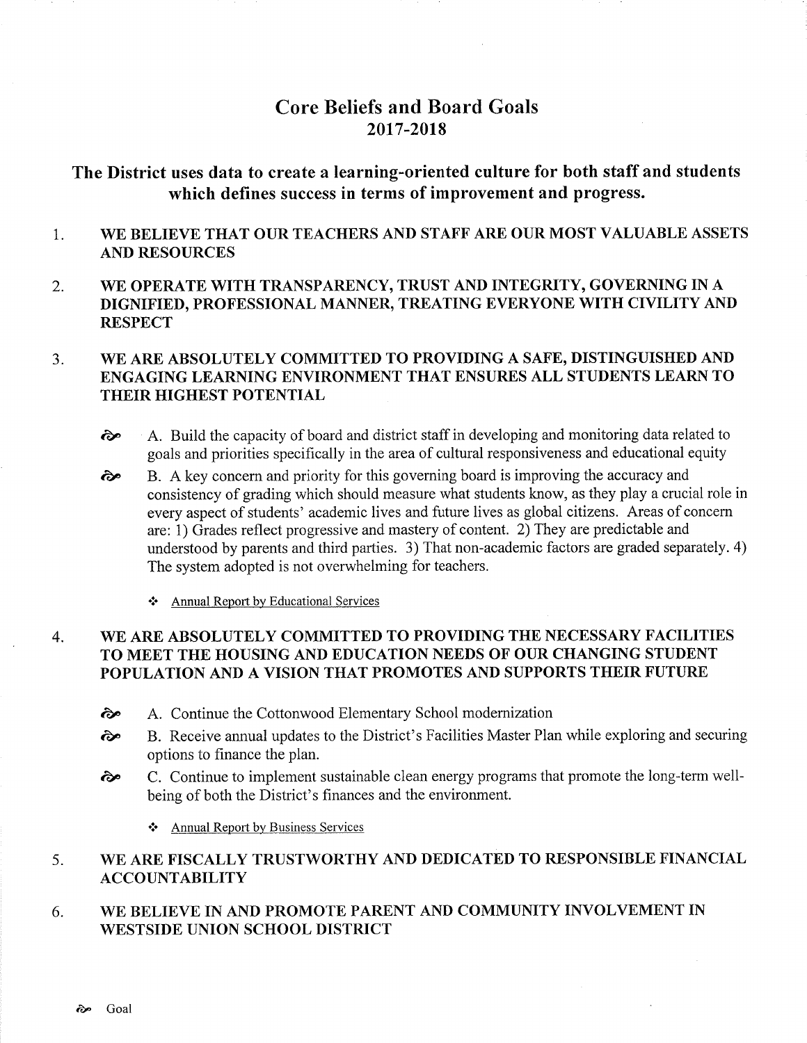# Core Beliefs and Board Goals
# 2017-2018

## The District uses data to create a learning-oriented culture for both staff and students which defines success in terms of improvement and progress.

1. **WE BELIEVE THAT OUR TEACHERS AND STAFF ARE OUR MOST VALUABLE ASSETS AND RESOURCES**

2. **WE OPERATE WITH TRANSPARENCY, TRUST AND INTEGRITY, GOVERNING IN A DIGNIFIED, PROFESSIONAL MANNER, TREATING EVERYONE WITH CIVILITY AND RESPECT**

3. **WE ARE ABSOLUTELY COMMITTED TO PROVIDING A SAFE, DISTINGUISHED AND ENGAGING LEARNING ENVIRONMENT THAT ENSURES ALL STUDENTS LEARN TO THEIR HIGHEST POTENTIAL**

   - ꩜ A. Build the capacity of board and district staff in developing and monitoring data related to goals and priorities specifically in the area of cultural responsiveness and educational equity
   - ꩜ B. A key concern and priority for this governing board is improving the accuracy and consistency of grading which should measure what students know, as they play a crucial role in every aspect of students' academic lives and future lives as global citizens. Areas of concern are: 1) Grades reflect progressive and mastery of content. 2) They are predictable and understood by parents and third parties. 3) That non-academic factors are graded separately. 4) The system adopted is not overwhelming for teachers.

     - ❖ Annual Report by Educational Services

4. **WE ARE ABSOLUTELY COMMITTED TO PROVIDING THE NECESSARY FACILITIES TO MEET THE HOUSING AND EDUCATION NEEDS OF OUR CHANGING STUDENT POPULATION AND A VISION THAT PROMOTES AND SUPPORTS THEIR FUTURE**

   - ꩜ A. Continue the Cottonwood Elementary School modernization
   - ꩜ B. Receive annual updates to the District's Facilities Master Plan while exploring and securing options to finance the plan.
   - ꩜ C. Continue to implement sustainable clean energy programs that promote the long-term well-being of both the District's finances and the environment.

     - ❖ Annual Report by Business Services

5. **WE ARE FISCALLY TRUSTWORTHY AND DEDICATED TO RESPONSIBLE FINANCIAL ACCOUNTABILITY**

6. **WE BELIEVE IN AND PROMOTE PARENT AND COMMUNITY INVOLVEMENT IN WESTSIDE UNION SCHOOL DISTRICT**

꩜ Goal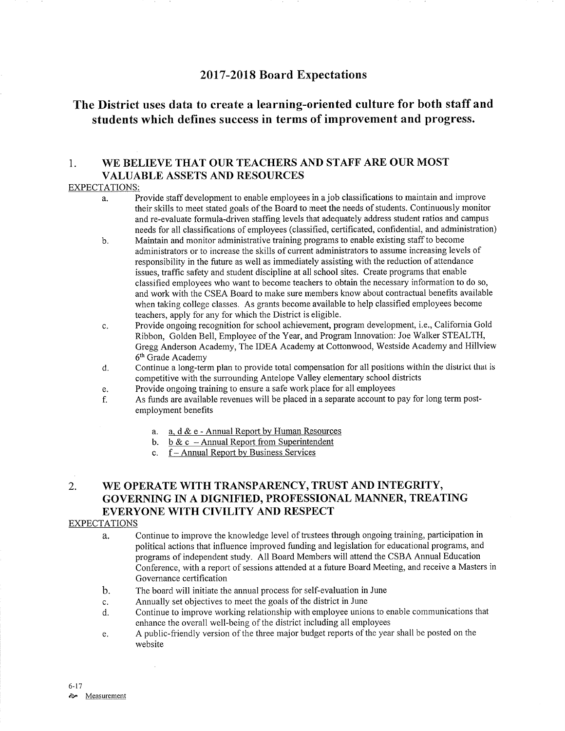# 2017-2018 Board Expectations

## The District uses data to create a learning-oriented culture for both staff and students which defines success in terms of improvement and progress.

### 1. WE BELIEVE THAT OUR TEACHERS AND STAFF ARE OUR MOST VALUABLE ASSETS AND RESOURCES

<u>EXPECTATIONS:</u>

a. Provide staff development to enable employees in a job classifications to maintain and improve their skills to meet stated goals of the Board to meet the needs of students. Continuously monitor and re-evaluate formula-driven staffing levels that adequately address student ratios and campus needs for all classifications of employees (classified, certificated, confidential, and administration)

b. Maintain and monitor administrative training programs to enable existing staff to become administrators or to increase the skills of current administrators to assume increasing levels of responsibility in the future as well as immediately assisting with the reduction of attendance issues, traffic safety and student discipline at all school sites. Create programs that enable classified employees who want to become teachers to obtain the necessary information to do so, and work with the CSEA Board to make sure members know about contractual benefits available when taking college classes. As grants become available to help classified employees become teachers, apply for any for which the District is eligible.

c. Provide ongoing recognition for school achievement, program development, i.e., California Gold Ribbon, Golden Bell, Employee of the Year, and Program Innovation: Joe Walker STEALTH, Gregg Anderson Academy, The IDEA Academy at Cottonwood, Westside Academy and Hillview 6th Grade Academy

d. Continue a long-term plan to provide total compensation for all positions within the district that is competitive with the surrounding Antelope Valley elementary school districts

e. Provide ongoing training to ensure a safe work place for all employees

f. As funds are available revenues will be placed in a separate account to pay for long term post-employment benefits

   a. <u>a, d & e - Annual Report by Human Resources</u>
   b. <u>b & c – Annual Report from Superintendent</u>
   c. <u>f – Annual Report by Business Services</u>

### 2. WE OPERATE WITH TRANSPARENCY, TRUST AND INTEGRITY, GOVERNING IN A DIGNIFIED, PROFESSIONAL MANNER, TREATING EVERYONE WITH CIVILITY AND RESPECT

<u>EXPECTATIONS</u>

a. Continue to improve the knowledge level of trustees through ongoing training, participation in political actions that influence improved funding and legislation for educational programs, and programs of independent study. All Board Members will attend the CSBA Annual Education Conference, with a report of sessions attended at a future Board Meeting, and receive a Masters in Governance certification

b. The board will initiate the annual process for self-evaluation in June

c. Annually set objectives to meet the goals of the district in June

d. Continue to improve working relationship with employee unions to enable communications that enhance the overall well-being of the district including all employees

e. A public-friendly version of the three major budget reports of the year shall be posted on the website

6-17

<u>Measurement</u>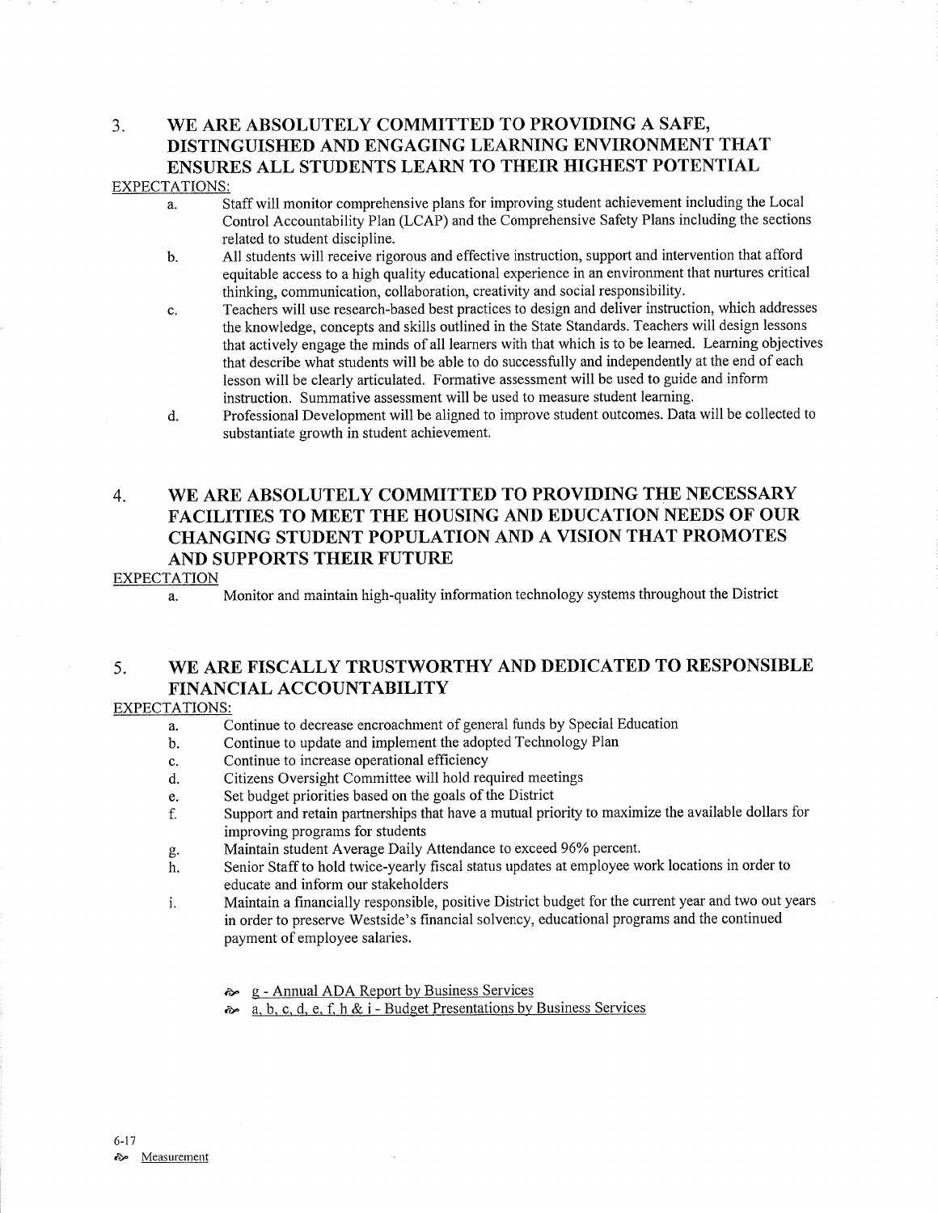## 3. WE ARE ABSOLUTELY COMMITTED TO PROVIDING A SAFE, DISTINGUISHED AND ENGAGING LEARNING ENVIRONMENT THAT ENSURES ALL STUDENTS LEARN TO THEIR HIGHEST POTENTIAL

<u>EXPECTATIONS:</u>

a. Staff will monitor comprehensive plans for improving student achievement including the Local Control Accountability Plan (LCAP) and the Comprehensive Safety Plans including the sections related to student discipline.

b. All students will receive rigorous and effective instruction, support and intervention that afford equitable access to a high quality educational experience in an environment that nurtures critical thinking, communication, collaboration, creativity and social responsibility.

c. Teachers will use research-based best practices to design and deliver instruction, which addresses the knowledge, concepts and skills outlined in the State Standards. Teachers will design lessons that actively engage the minds of all learners with that which is to be learned. Learning objectives that describe what students will be able to do successfully and independently at the end of each lesson will be clearly articulated. Formative assessment will be used to guide and inform instruction. Summative assessment will be used to measure student learning.

d. Professional Development will be aligned to improve student outcomes. Data will be collected to substantiate growth in student achievement.

## 4. WE ARE ABSOLUTELY COMMITTED TO PROVIDING THE NECESSARY FACILITIES TO MEET THE HOUSING AND EDUCATION NEEDS OF OUR CHANGING STUDENT POPULATION AND A VISION THAT PROMOTES AND SUPPORTS THEIR FUTURE

<u>EXPECTATION</u>

a. Monitor and maintain high-quality information technology systems throughout the District

## 5. WE ARE FISCALLY TRUSTWORTHY AND DEDICATED TO RESPONSIBLE FINANCIAL ACCOUNTABILITY

<u>EXPECTATIONS:</u>

a. Continue to decrease encroachment of general funds by Special Education

b. Continue to update and implement the adopted Technology Plan

c. Continue to increase operational efficiency

d. Citizens Oversight Committee will hold required meetings

e. Set budget priorities based on the goals of the District

f. Support and retain partnerships that have a mutual priority to maximize the available dollars for improving programs for students

g. Maintain student Average Daily Attendance to exceed 96% percent.

h. Senior Staff to hold twice-yearly fiscal status updates at employee work locations in order to educate and inform our stakeholders

i. Maintain a financially responsible, positive District budget for the current year and two out years in order to preserve Westside's financial solvency, educational programs and the continued payment of employee salaries.

- <u>g - Annual ADA Report by Business Services</u>
- <u>a, b, c, d, e, f, h & i - Budget Presentations by Business Services</u>

6-17

<u>Measurement</u>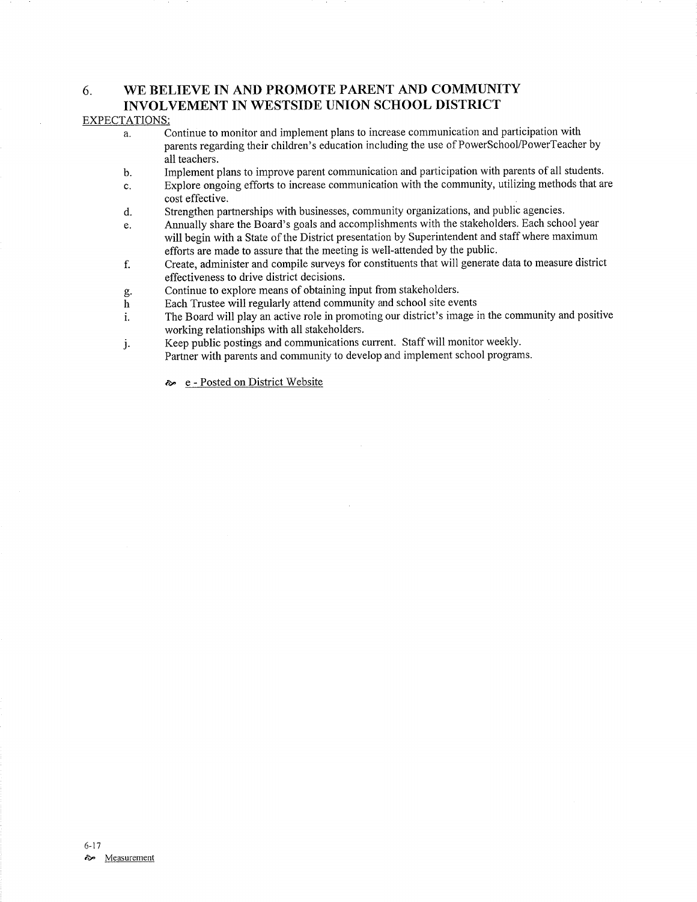## 6. WE BELIEVE IN AND PROMOTE PARENT AND COMMUNITY INVOLVEMENT IN WESTSIDE UNION SCHOOL DISTRICT

EXPECTATIONS:

a. Continue to monitor and implement plans to increase communication and participation with parents regarding their children's education including the use of PowerSchool/PowerTeacher by all teachers.

b. Implement plans to improve parent communication and participation with parents of all students.

c. Explore ongoing efforts to increase communication with the community, utilizing methods that are cost effective.

d. Strengthen partnerships with businesses, community organizations, and public agencies.

e. Annually share the Board's goals and accomplishments with the stakeholders. Each school year will begin with a State of the District presentation by Superintendent and staff where maximum efforts are made to assure that the meeting is well-attended by the public.

f. Create, administer and compile surveys for constituents that will generate data to measure district effectiveness to drive district decisions.

g. Continue to explore means of obtaining input from stakeholders.

h Each Trustee will regularly attend community and school site events

i. The Board will play an active role in promoting our district's image in the community and positive working relationships with all stakeholders.

j. Keep public postings and communications current. Staff will monitor weekly.
Partner with parents and community to develop and implement school programs.

&nbsp;&nbsp;&nbsp;&nbsp;e - Posted on District Website

6-17

Measurement